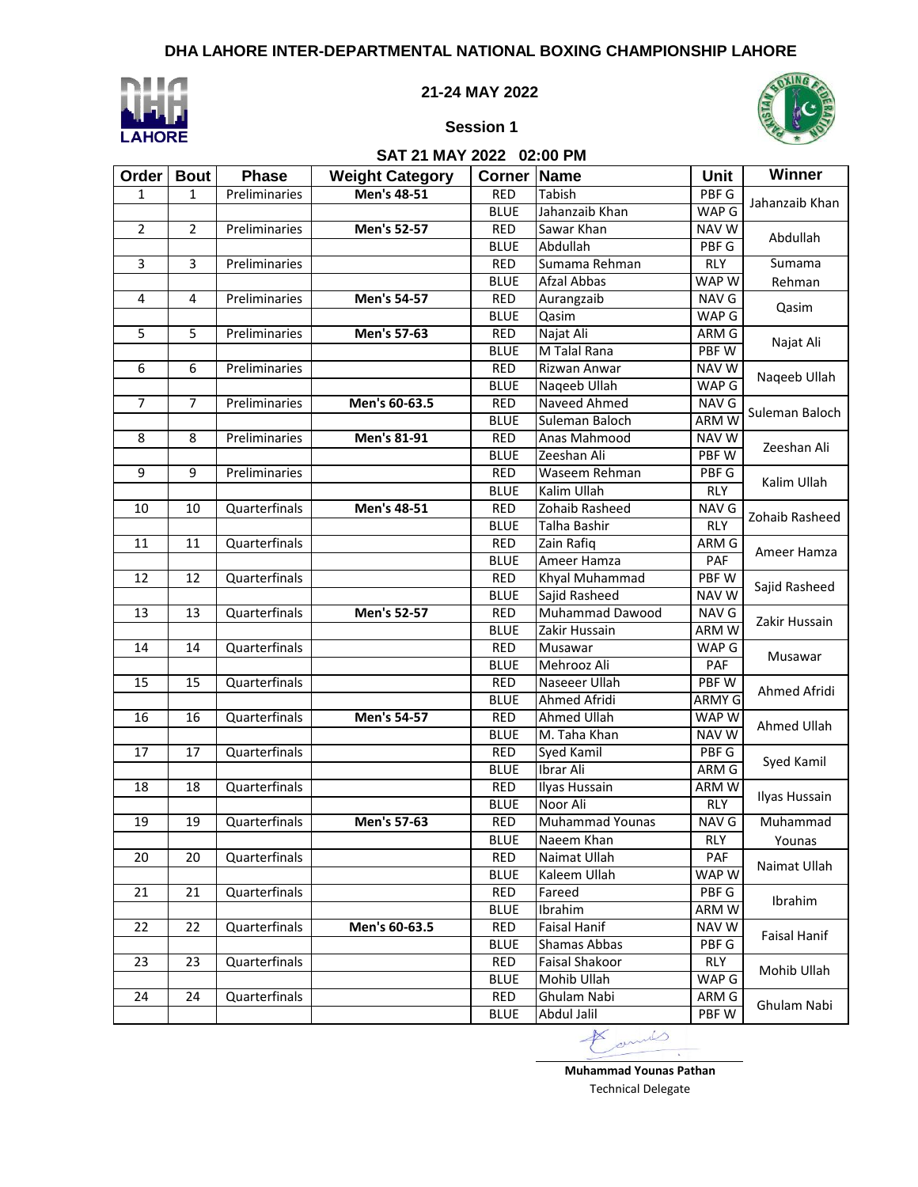# DHA LAHORE INTER-DEPARTMENTAL NATIONAL BOXING CHAMPIONSHIP LAHORE

**21-24 MAY 2022**

**Session 1**

**SAT 21 MAY 2022 02:00 PM**

| Order | Bout | Phase | Weight Category | Corner | Name | Unit | Winner |
|---|---|---|---|---|---|---|---|
| 1 | 1 | Preliminaries | **Men's 48-51** | RED | Tabish | PBF G | Jahanzaib Khan |
| | | | | BLUE | Jahanzaib Khan | WAP G | |
| 2 | 2 | Preliminaries | **Men's 52-57** | RED | Sawar Khan | NAV W | Abdullah |
| | | | | BLUE | Abdullah | PBF G | |
| 3 | 3 | Preliminaries | | RED | Sumama Rehman | RLY | Sumama Rehman |
| | | | | BLUE | Afzal Abbas | WAP W | |
| 4 | 4 | Preliminaries | **Men's 54-57** | RED | Aurangzaib | NAV G | Qasim |
| | | | | BLUE | Qasim | WAP G | |
| 5 | 5 | Preliminaries | **Men's 57-63** | RED | Najat Ali | ARM G | Najat Ali |
| | | | | BLUE | M Talal Rana | PBF W | |
| 6 | 6 | Preliminaries | | RED | Rizwan Anwar | NAV W | Naqeeb Ullah |
| | | | | BLUE | Naqeeb Ullah | WAP G | |
| 7 | 7 | Preliminaries | **Men's 60-63.5** | RED | Naveed Ahmed | NAV G | Suleman Baloch |
| | | | | BLUE | Suleman Baloch | ARM W | |
| 8 | 8 | Preliminaries | **Men's 81-91** | RED | Anas Mahmood | NAV W | Zeeshan Ali |
| | | | | BLUE | Zeeshan Ali | PBF W | |
| 9 | 9 | Preliminaries | | RED | Waseem Rehman | PBF G | Kalim Ullah |
| | | | | BLUE | Kalim Ullah | RLY | |
| 10 | 10 | Quarterfinals | **Men's 48-51** | RED | Zohaib Rasheed | NAV G | Zohaib Rasheed |
| | | | | BLUE | Talha Bashir | RLY | |
| 11 | 11 | Quarterfinals | | RED | Zain Rafiq | ARM G | Ameer Hamza |
| | | | | BLUE | Ameer Hamza | PAF | |
| 12 | 12 | Quarterfinals | | RED | Khyal Muhammad | PBF W | Sajid Rasheed |
| | | | | BLUE | Sajid Rasheed | NAV W | |
| 13 | 13 | Quarterfinals | **Men's 52-57** | RED | Muhammad Dawood | NAV G | Zakir Hussain |
| | | | | BLUE | Zakir Hussain | ARM W | |
| 14 | 14 | Quarterfinals | | RED | Musawar | WAP G | Musawar |
| | | | | BLUE | Mehrooz Ali | PAF | |
| 15 | 15 | Quarterfinals | | RED | Naseeer Ullah | PBF W | Ahmed Afridi |
| | | | | BLUE | Ahmed Afridi | ARMY G | |
| 16 | 16 | Quarterfinals | **Men's 54-57** | RED | Ahmed Ullah | WAP W | Ahmed Ullah |
| | | | | BLUE | M. Taha Khan | NAV W | |
| 17 | 17 | Quarterfinals | | RED | Syed Kamil | PBF G | Syed Kamil |
| | | | | BLUE | Ibrar Ali | ARM G | |
| 18 | 18 | Quarterfinals | | RED | Ilyas Hussain | ARM W | Ilyas Hussain |
| | | | | BLUE | Noor Ali | RLY | |
| 19 | 19 | Quarterfinals | **Men's 57-63** | RED | Muhammad Younas | NAV G | Muhammad Younas |
| | | | | BLUE | Naeem Khan | RLY | |
| 20 | 20 | Quarterfinals | | RED | Naimat Ullah | PAF | Naimat Ullah |
| | | | | BLUE | Kaleem Ullah | WAP W | |
| 21 | 21 | Quarterfinals | | RED | Fareed | PBF G | Ibrahim |
| | | | | BLUE | Ibrahim | ARM W | |
| 22 | 22 | Quarterfinals | **Men's 60-63.5** | RED | Faisal Hanif | NAV W | Faisal Hanif |
| | | | | BLUE | Shamas Abbas | PBF G | |
| 23 | 23 | Quarterfinals | | RED | Faisal Shakoor | RLY | Mohib Ullah |
| | | | | BLUE | Mohib Ullah | WAP G | |
| 24 | 24 | Quarterfinals | | RED | Ghulam Nabi | ARM G | Ghulam Nabi |
| | | | | BLUE | Abdul Jalil | PBF W | |

**Muhammad Younas Pathan**
Technical Delegate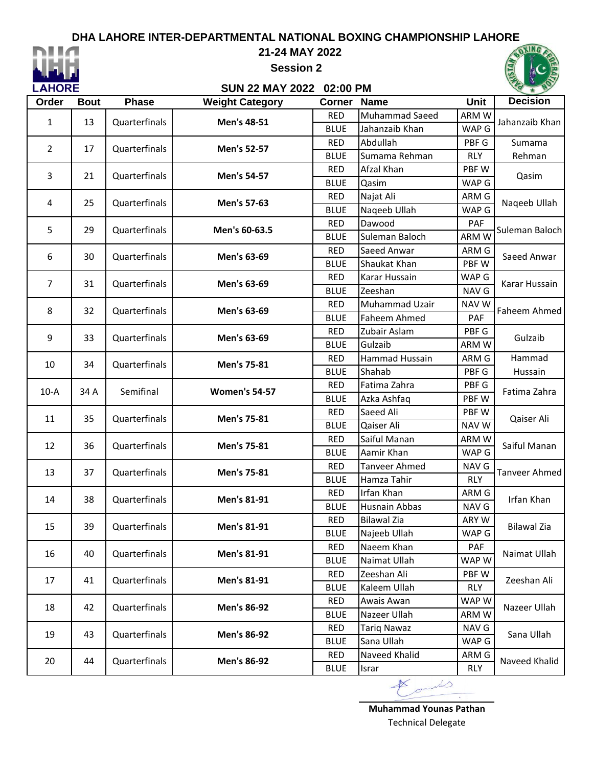# DHA LAHORE INTER-DEPARTMENTAL NATIONAL BOXING CHAMPIONSHIP LAHORE

## 21-24 MAY 2022

### Session 2

### SUN 22 MAY 2022 02:00 PM

| Order | Bout | Phase | Weight Category | Corner | Name | Unit | Decision |
|---|---|---|---|---|---|---|---|
| 1 | 13 | Quarterfinals | **Men's 48-51** | RED | Muhammad Saeed | ARM W | Jahanzaib Khan |
| | | | | BLUE | Jahanzaib Khan | WAP G | |
| 2 | 17 | Quarterfinals | **Men's 52-57** | RED | Abdullah | PBF G | Sumama Rehman |
| | | | | BLUE | Sumama Rehman | RLY | |
| 3 | 21 | Quarterfinals | **Men's 54-57** | RED | Afzal Khan | PBF W | Qasim |
| | | | | BLUE | Qasim | WAP G | |
| 4 | 25 | Quarterfinals | **Men's 57-63** | RED | Najat Ali | ARM G | Naqeeb Ullah |
| | | | | BLUE | Naqeeb Ullah | WAP G | |
| 5 | 29 | Quarterfinals | **Men's 60-63.5** | RED | Dawood | PAF | Suleman Baloch |
| | | | | BLUE | Suleman Baloch | ARM W | |
| 6 | 30 | Quarterfinals | **Men's 63-69** | RED | Saeed Anwar | ARM G | Saeed Anwar |
| | | | | BLUE | Shaukat Khan | PBF W | |
| 7 | 31 | Quarterfinals | **Men's 63-69** | RED | Karar Hussain | WAP G | Karar Hussain |
| | | | | BLUE | Zeeshan | NAV G | |
| 8 | 32 | Quarterfinals | **Men's 63-69** | RED | Muhammad Uzair | NAV W | Faheem Ahmed |
| | | | | BLUE | Faheem Ahmed | PAF | |
| 9 | 33 | Quarterfinals | **Men's 63-69** | RED | Zubair Aslam | PBF G | Gulzaib |
| | | | | BLUE | Gulzaib | ARM W | |
| 10 | 34 | Quarterfinals | **Men's 75-81** | RED | Hammad Hussain | ARM G | Hammad Hussain |
| | | | | BLUE | Shahab | PBF G | |
| 10-A | 34 A | Semifinal | **Women's 54-57** | RED | Fatima Zahra | PBF G | Fatima Zahra |
| | | | | BLUE | Azka Ashfaq | PBF W | |
| 11 | 35 | Quarterfinals | **Men's 75-81** | RED | Saeed Ali | PBF W | Qaiser Ali |
| | | | | BLUE | Qaiser Ali | NAV W | |
| 12 | 36 | Quarterfinals | **Men's 75-81** | RED | Saiful Manan | ARM W | Saiful Manan |
| | | | | BLUE | Aamir Khan | WAP G | |
| 13 | 37 | Quarterfinals | **Men's 75-81** | RED | Tanveer Ahmed | NAV G | Tanveer Ahmed |
| | | | | BLUE | Hamza Tahir | RLY | |
| 14 | 38 | Quarterfinals | **Men's 81-91** | RED | Irfan Khan | ARM G | Irfan Khan |
| | | | | BLUE | Husnain Abbas | NAV G | |
| 15 | 39 | Quarterfinals | **Men's 81-91** | RED | Bilawal Zia | ARY W | Bilawal Zia |
| | | | | BLUE | Najeeb Ullah | WAP G | |
| 16 | 40 | Quarterfinals | **Men's 81-91** | RED | Naeem Khan | PAF | Naimat Ullah |
| | | | | BLUE | Naimat Ullah | WAP W | |
| 17 | 41 | Quarterfinals | **Men's 81-91** | RED | Zeeshan Ali | PBF W | Zeeshan Ali |
| | | | | BLUE | Kaleem Ullah | RLY | |
| 18 | 42 | Quarterfinals | **Men's 86-92** | RED | Awais Awan | WAP W | Nazeer Ullah |
| | | | | BLUE | Nazeer Ullah | ARM W | |
| 19 | 43 | Quarterfinals | **Men's 86-92** | RED | Tariq Nawaz | NAV G | Sana Ullah |
| | | | | BLUE | Sana Ullah | WAP G | |
| 20 | 44 | Quarterfinals | **Men's 86-92** | RED | Naveed Khalid | ARM G | Naveed Khalid |
| | | | | BLUE | Israr | RLY | |

**Muhammad Younas Pathan**
Technical Delegate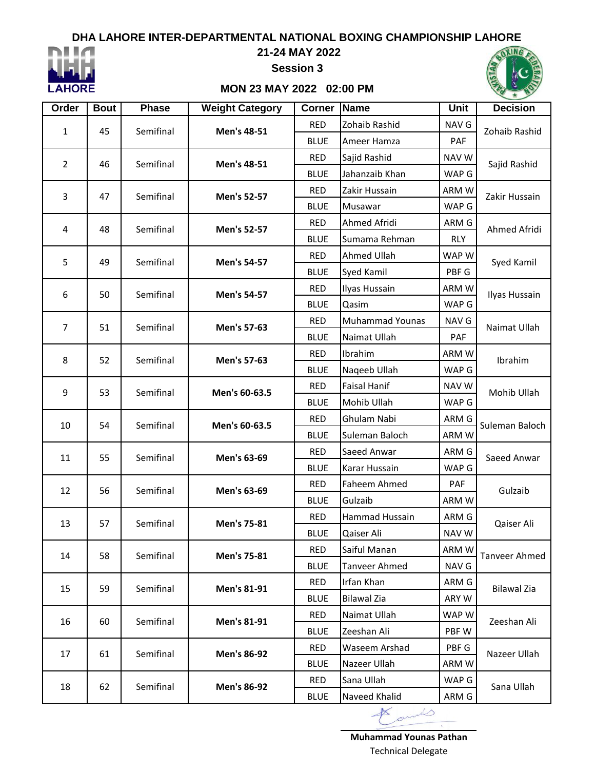**DHA LAHORE INTER-DEPARTMENTAL NATIONAL BOXING CHAMPIONSHIP LAHORE**

**21-24 MAY 2022**

**Session 3**

**MON 23 MAY 2022 02:00 PM**

| Order | Bout | Phase | Weight Category | Corner | Name | Unit | Decision |
|---|---|---|---|---|---|---|---|
| 1 | 45 | Semifinal | **Men's 48-51** | RED | Zohaib Rashid | NAV G | Zohaib Rashid |
| | | | | BLUE | Ameer Hamza | PAF | |
| 2 | 46 | Semifinal | **Men's 48-51** | RED | Sajid Rashid | NAV W | Sajid Rashid |
| | | | | BLUE | Jahanzaib Khan | WAP G | |
| 3 | 47 | Semifinal | **Men's 52-57** | RED | Zakir Hussain | ARM W | Zakir Hussain |
| | | | | BLUE | Musawar | WAP G | |
| 4 | 48 | Semifinal | **Men's 52-57** | RED | Ahmed Afridi | ARM G | Ahmed Afridi |
| | | | | BLUE | Sumama Rehman | RLY | |
| 5 | 49 | Semifinal | **Men's 54-57** | RED | Ahmed Ullah | WAP W | Syed Kamil |
| | | | | BLUE | Syed Kamil | PBF G | |
| 6 | 50 | Semifinal | **Men's 54-57** | RED | Ilyas Hussain | ARM W | Ilyas Hussain |
| | | | | BLUE | Qasim | WAP G | |
| 7 | 51 | Semifinal | **Men's 57-63** | RED | Muhammad Younas | NAV G | Naimat Ullah |
| | | | | BLUE | Naimat Ullah | PAF | |
| 8 | 52 | Semifinal | **Men's 57-63** | RED | Ibrahim | ARM W | Ibrahim |
| | | | | BLUE | Naqeeb Ullah | WAP G | |
| 9 | 53 | Semifinal | **Men's 60-63.5** | RED | Faisal Hanif | NAV W | Mohib Ullah |
| | | | | BLUE | Mohib Ullah | WAP G | |
| 10 | 54 | Semifinal | **Men's 60-63.5** | RED | Ghulam Nabi | ARM G | Suleman Baloch |
| | | | | BLUE | Suleman Baloch | ARM W | |
| 11 | 55 | Semifinal | **Men's 63-69** | RED | Saeed Anwar | ARM G | Saeed Anwar |
| | | | | BLUE | Karar Hussain | WAP G | |
| 12 | 56 | Semifinal | **Men's 63-69** | RED | Faheem Ahmed | PAF | Gulzaib |
| | | | | BLUE | Gulzaib | ARM W | |
| 13 | 57 | Semifinal | **Men's 75-81** | RED | Hammad Hussain | ARM G | Qaiser Ali |
| | | | | BLUE | Qaiser Ali | NAV W | |
| 14 | 58 | Semifinal | **Men's 75-81** | RED | Saiful Manan | ARM W | Tanveer Ahmed |
| | | | | BLUE | Tanveer Ahmed | NAV G | |
| 15 | 59 | Semifinal | **Men's 81-91** | RED | Irfan Khan | ARM G | Bilawal Zia |
| | | | | BLUE | Bilawal Zia | ARY W | |
| 16 | 60 | Semifinal | **Men's 81-91** | RED | Naimat Ullah | WAP W | Zeeshan Ali |
| | | | | BLUE | Zeeshan Ali | PBF W | |
| 17 | 61 | Semifinal | **Men's 86-92** | RED | Waseem Arshad | PBF G | Nazeer Ullah |
| | | | | BLUE | Nazeer Ullah | ARM W | |
| 18 | 62 | Semifinal | **Men's 86-92** | RED | Sana Ullah | WAP G | Sana Ullah |
| | | | | BLUE | Naveed Khalid | ARM G | |

**Muhammad Younas Pathan**
Technical Delegate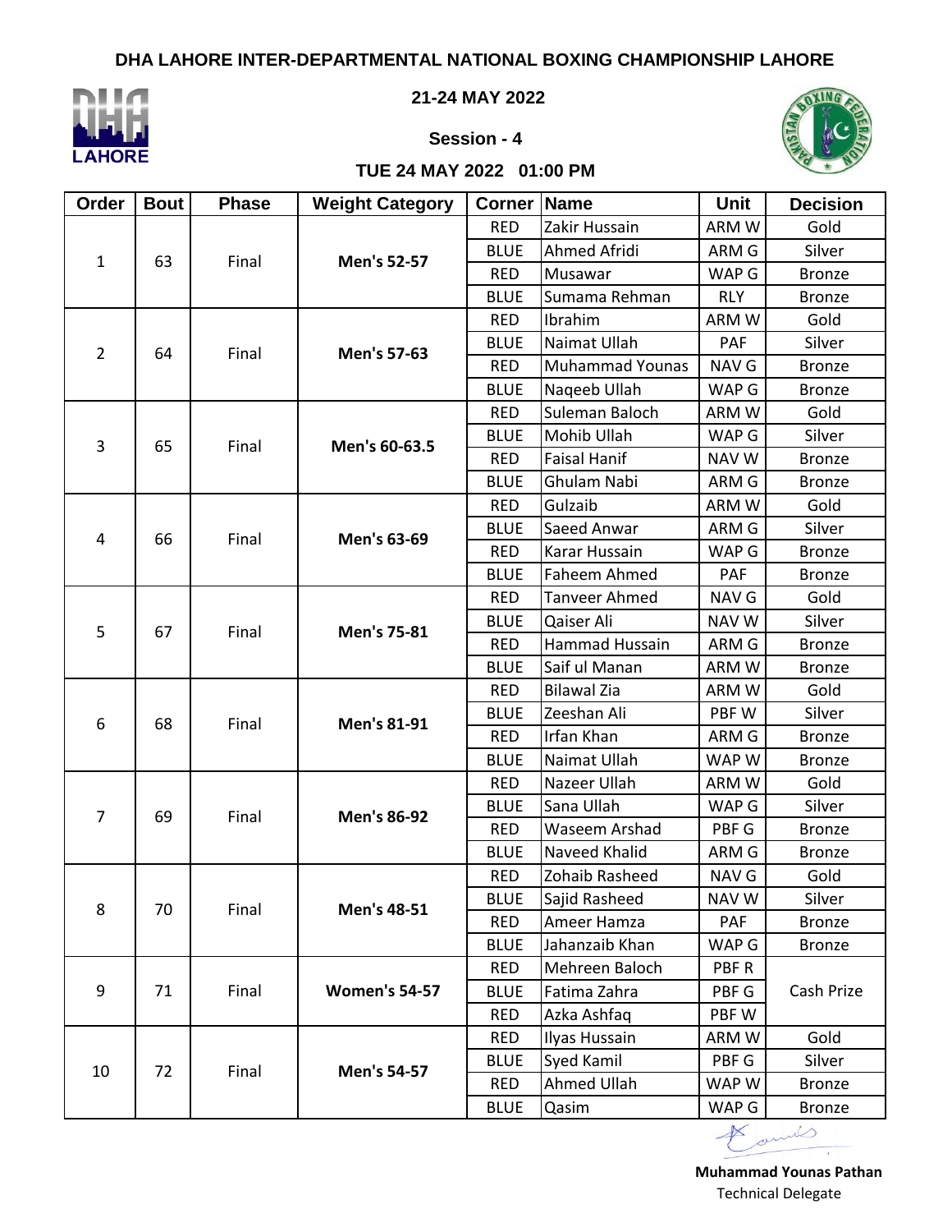# DHA LAHORE INTER-DEPARTMENTAL NATIONAL BOXING CHAMPIONSHIP LAHORE

**21-24 MAY 2022**

**Session - 4**

**TUE 24 MAY 2022 01:00 PM**

| Order | Bout | Phase | Weight Category | Corner | Name | Unit | Decision |
|---|---|---|---|---|---|---|---|
| 1 | 63 | Final | **Men's 52-57** | RED | Zakir Hussain | ARM W | Gold |
| | | | | BLUE | Ahmed Afridi | ARM G | Silver |
| | | | | RED | Musawar | WAP G | Bronze |
| | | | | BLUE | Sumama Rehman | RLY | Bronze |
| 2 | 64 | Final | **Men's 57-63** | RED | Ibrahim | ARM W | Gold |
| | | | | BLUE | Naimat Ullah | PAF | Silver |
| | | | | RED | Muhammad Younas | NAV G | Bronze |
| | | | | BLUE | Naqeeb Ullah | WAP G | Bronze |
| 3 | 65 | Final | **Men's 60-63.5** | RED | Suleman Baloch | ARM W | Gold |
| | | | | BLUE | Mohib Ullah | WAP G | Silver |
| | | | | RED | Faisal Hanif | NAV W | Bronze |
| | | | | BLUE | Ghulam Nabi | ARM G | Bronze |
| 4 | 66 | Final | **Men's 63-69** | RED | Gulzaib | ARM W | Gold |
| | | | | BLUE | Saeed Anwar | ARM G | Silver |
| | | | | RED | Karar Hussain | WAP G | Bronze |
| | | | | BLUE | Faheem Ahmed | PAF | Bronze |
| 5 | 67 | Final | **Men's 75-81** | RED | Tanveer Ahmed | NAV G | Gold |
| | | | | BLUE | Qaiser Ali | NAV W | Silver |
| | | | | RED | Hammad Hussain | ARM G | Bronze |
| | | | | BLUE | Saif ul Manan | ARM W | Bronze |
| 6 | 68 | Final | **Men's 81-91** | RED | Bilawal Zia | ARM W | Gold |
| | | | | BLUE | Zeeshan Ali | PBF W | Silver |
| | | | | RED | Irfan Khan | ARM G | Bronze |
| | | | | BLUE | Naimat Ullah | WAP W | Bronze |
| 7 | 69 | Final | **Men's 86-92** | RED | Nazeer Ullah | ARM W | Gold |
| | | | | BLUE | Sana Ullah | WAP G | Silver |
| | | | | RED | Waseem Arshad | PBF G | Bronze |
| | | | | BLUE | Naveed Khalid | ARM G | Bronze |
| 8 | 70 | Final | **Men's 48-51** | RED | Zohaib Rasheed | NAV G | Gold |
| | | | | BLUE | Sajid Rasheed | NAV W | Silver |
| | | | | RED | Ameer Hamza | PAF | Bronze |
| | | | | BLUE | Jahanzaib Khan | WAP G | Bronze |
| 9 | 71 | Final | **Women's 54-57** | RED | Mehreen Baloch | PBF R | Cash Prize |
| | | | | BLUE | Fatima Zahra | PBF G | |
| | | | | RED | Azka Ashfaq | PBF W | |
| 10 | 72 | Final | **Men's 54-57** | RED | Ilyas Hussain | ARM W | Gold |
| | | | | BLUE | Syed Kamil | PBF G | Silver |
| | | | | RED | Ahmed Ullah | WAP W | Bronze |
| | | | | BLUE | Qasim | WAP G | Bronze |

**Muhammad Younas Pathan**
Technical Delegate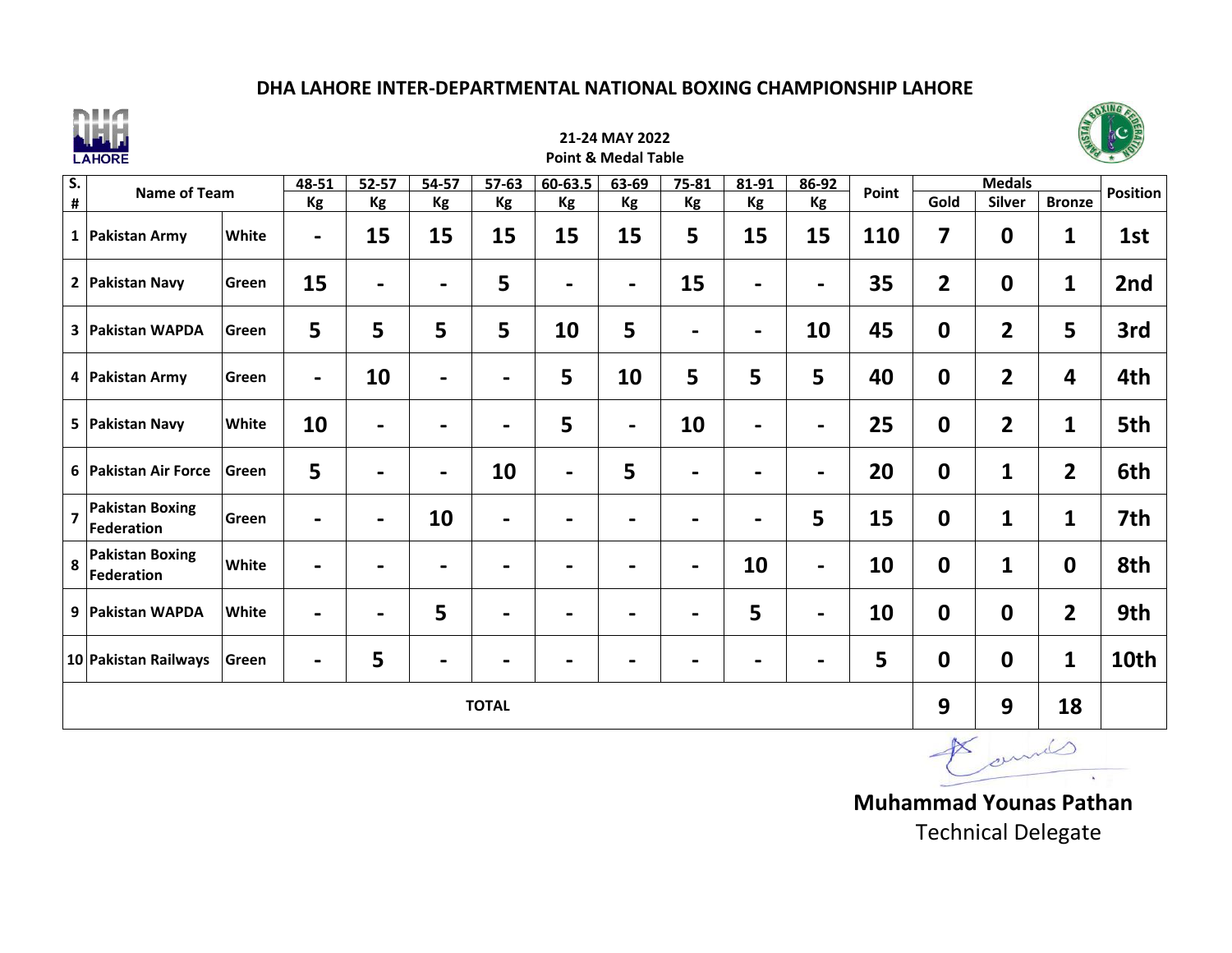# DHA LAHORE INTER-DEPARTMENTAL NATIONAL BOXING CHAMPIONSHIP LAHORE

**21-24 MAY 2022**
**Point & Medal Table**

| S. # | Name of Team | | 48-51 Kg | 52-57 Kg | 54-57 Kg | 57-63 Kg | 60-63.5 Kg | 63-69 Kg | 75-81 Kg | 81-91 Kg | 86-92 Kg | Point | Medals | | | Position |
|---|---|---|---|---|---|---|---|---|---|---|---|---|---|---|---|---|
| | | | | | | | | | | | | | Gold | Silver | Bronze | |
| 1 | Pakistan Army | White | - | 15 | 15 | 15 | 15 | 15 | 5 | 15 | 15 | 110 | 7 | 0 | 1 | 1st |
| 2 | Pakistan Navy | Green | 15 | - | - | 5 | - | - | 15 | - | - | 35 | 2 | 0 | 1 | 2nd |
| 3 | Pakistan WAPDA | Green | 5 | 5 | 5 | 5 | 10 | 5 | - | - | 10 | 45 | 0 | 2 | 5 | 3rd |
| 4 | Pakistan Army | Green | - | 10 | - | - | 5 | 10 | 5 | 5 | 5 | 40 | 0 | 2 | 4 | 4th |
| 5 | Pakistan Navy | White | 10 | - | - | - | 5 | - | 10 | - | - | 25 | 0 | 2 | 1 | 5th |
| 6 | Pakistan Air Force | Green | 5 | - | - | 10 | - | 5 | - | - | - | 20 | 0 | 1 | 2 | 6th |
| 7 | Pakistan Boxing Federation | Green | - | - | 10 | - | - | - | - | - | 5 | 15 | 0 | 1 | 1 | 7th |
| 8 | Pakistan Boxing Federation | White | - | - | - | - | - | - | - | 10 | - | 10 | 0 | 1 | 0 | 8th |
| 9 | Pakistan WAPDA | White | - | - | 5 | - | - | - | - | 5 | - | 10 | 0 | 0 | 2 | 9th |
| 10 | Pakistan Railways | Green | - | 5 | - | - | - | - | - | - | - | 5 | 0 | 0 | 1 | 10th |
| TOTAL | | | | | | | | | | | | | 9 | 9 | 18 | |

**Muhammad Younas Pathan**
Technical Delegate